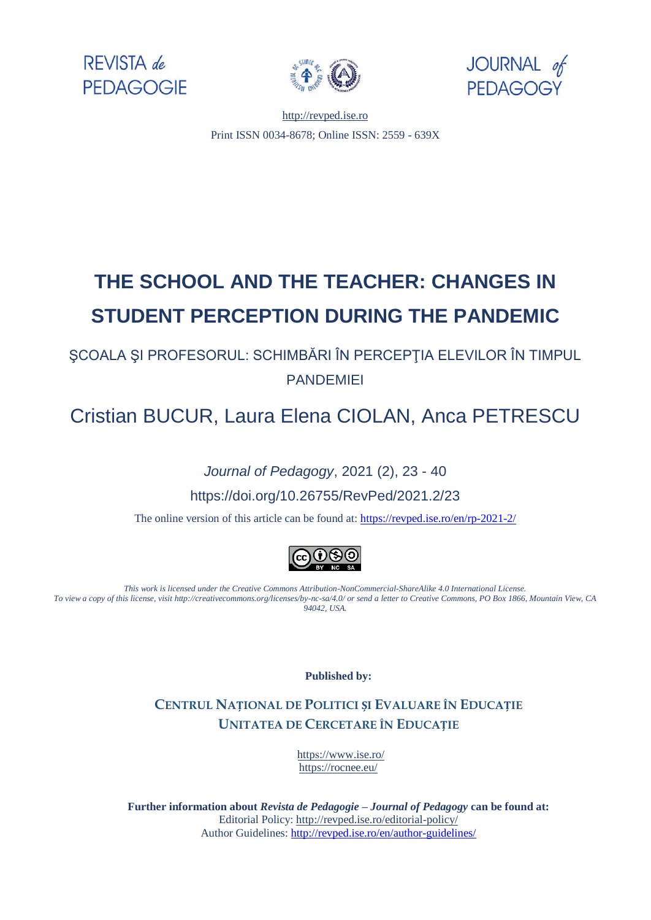REVISTA *de* PEDAGOGIE

JOURNAL *of* PEDAGOGY

http://revped.ise.ro

Print ISSN 0034-8678; Online ISSN: 2559 - 639X

# THE SCHOOL AND THE TEACHER: CHANGES IN STUDENT PERCEPTION DURING THE PANDEMIC

## ŞCOALA ŞI PROFESORUL: SCHIMBĂRI ÎN PERCEPŢIA ELEVILOR ÎN TIMPUL PANDEMIEI

### Cristian BUCUR, Laura Elena CIOLAN, Anca PETRESCU

*Journal of Pedagogy*, 2021 (2), 23 - 40

https://doi.org/10.26755/RevPed/2021.2/23

The online version of this article can be found at: https://revped.ise.ro/en/rp-2021-2/

*This work is licensed under the Creative Commons Attribution-NonCommercial-ShareAlike 4.0 International License. To view a copy of this license, visit http://creativecommons.org/licenses/by-nc-sa/4.0/ or send a letter to Creative Commons, PO Box 1866, Mountain View, CA 94042, USA.*

**Published by:**

**CENTRUL NAȚIONAL DE POLITICI ȘI EVALUARE ÎN EDUCAȚIE**
**UNITATEA DE CERCETARE ÎN EDUCAȚIE**

https://www.ise.ro/
https://rocnee.eu/

**Further information about *Revista de Pedagogie – Journal of Pedagogy* can be found at:**
Editorial Policy: http://revped.ise.ro/editorial-policy/
Author Guidelines: http://revped.ise.ro/en/author-guidelines/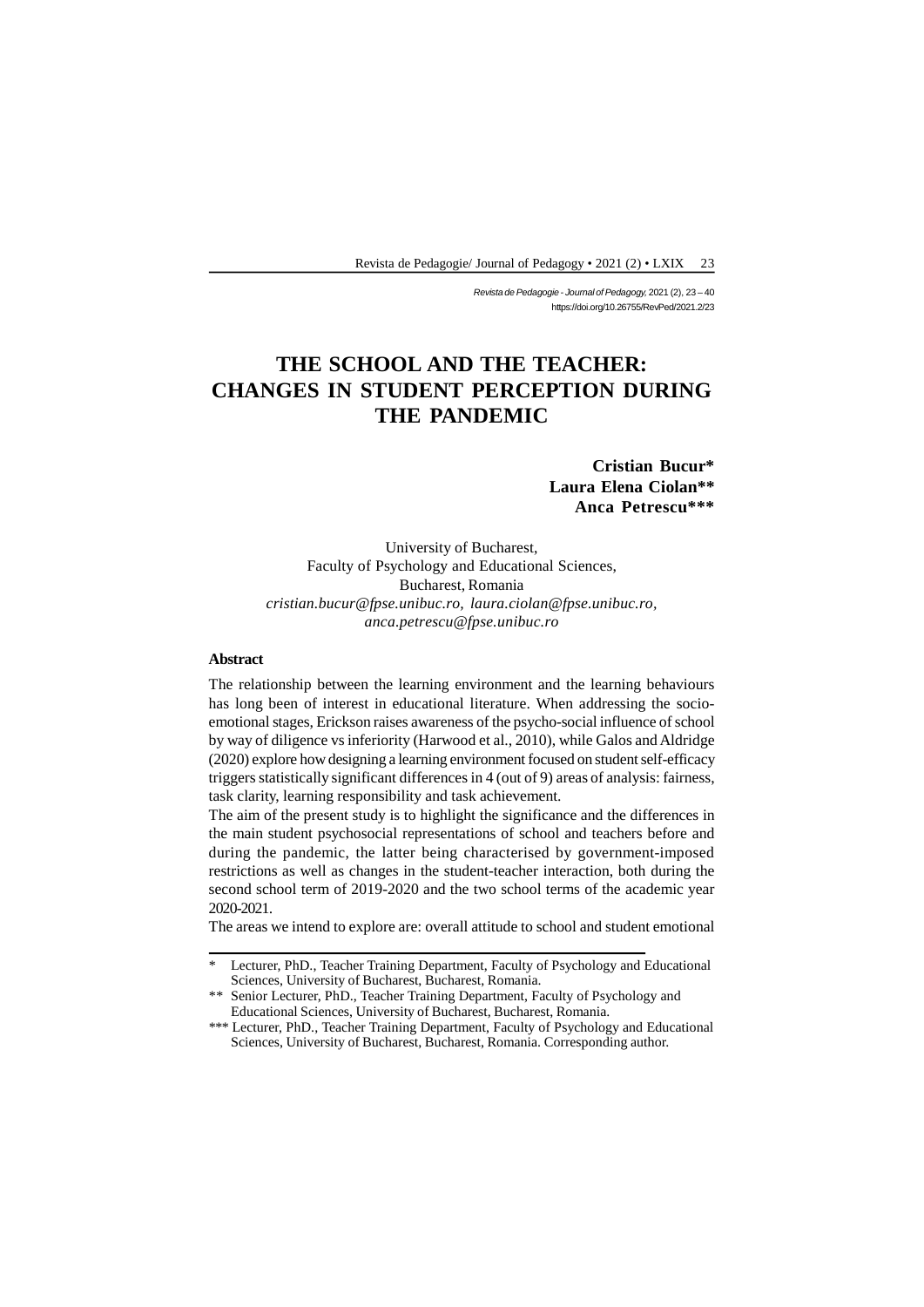Revista de Pedagogie - Journal of Pedagogy, 2021 (2), 23 – 40
https://doi.org/10.26755/RevPed/2021.2/23

# THE SCHOOL AND THE TEACHER: CHANGES IN STUDENT PERCEPTION DURING THE PANDEMIC

**Cristian Bucur***
**Laura Elena Ciolan****
**Anca Petrescu*****

University of Bucharest,
Faculty of Psychology and Educational Sciences,
Bucharest, Romania
*cristian.bucur@fpse.unibuc.ro, laura.ciolan@fpse.unibuc.ro, anca.petrescu@fpse.unibuc.ro*

**Abstract**

The relationship between the learning environment and the learning behaviours has long been of interest in educational literature. When addressing the socio-emotional stages, Erickson raises awareness of the psycho-social influence of school by way of diligence vs inferiority (Harwood et al., 2010), while Galos and Aldridge (2020) explore how designing a learning environment focused on student self-efficacy triggers statistically significant differences in 4 (out of 9) areas of analysis: fairness, task clarity, learning responsibility and task achievement.

The aim of the present study is to highlight the significance and the differences in the main student psychosocial representations of school and teachers before and during the pandemic, the latter being characterised by government-imposed restrictions as well as changes in the student-teacher interaction, both during the second school term of 2019-2020 and the two school terms of the academic year 2020-2021.

The areas we intend to explore are: overall attitude to school and student emotional

---

\* Lecturer, PhD., Teacher Training Department, Faculty of Psychology and Educational Sciences, University of Bucharest, Bucharest, Romania.

\*\* Senior Lecturer, PhD., Teacher Training Department, Faculty of Psychology and Educational Sciences, University of Bucharest, Bucharest, Romania.

\*\*\* Lecturer, PhD., Teacher Training Department, Faculty of Psychology and Educational Sciences, University of Bucharest, Bucharest, Romania. Corresponding author.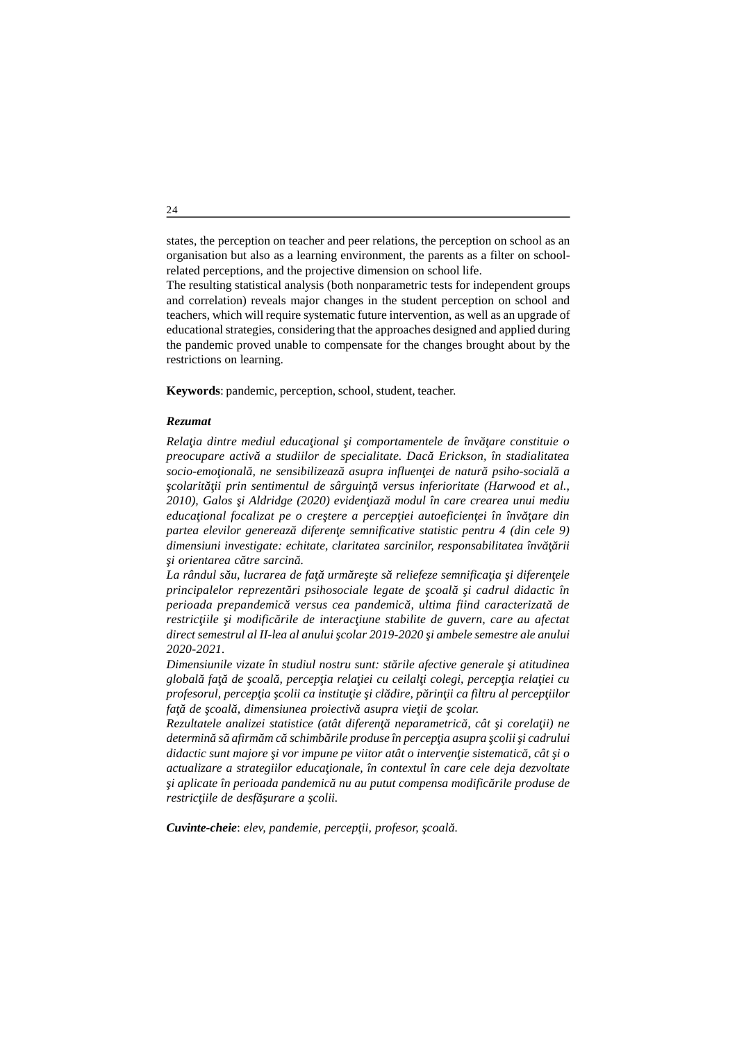states, the perception on teacher and peer relations, the perception on school as an organisation but also as a learning environment, the parents as a filter on school-related perceptions, and the projective dimension on school life.

The resulting statistical analysis (both nonparametric tests for independent groups and correlation) reveals major changes in the student perception on school and teachers, which will require systematic future intervention, as well as an upgrade of educational strategies, considering that the approaches designed and applied during the pandemic proved unable to compensate for the changes brought about by the restrictions on learning.

**Keywords**: pandemic, perception, school, student, teacher.

***Rezumat***

*Relaţia dintre mediul educaţional şi comportamentele de învăţare constituie o preocupare activă a studiilor de specialitate. Dacă Erickson, în stadialitatea socio-emoţională, ne sensibilizează asupra influenţei de natură psiho-socială a şcolarităţii prin sentimentul de sârguinţă versus inferioritate (Harwood et al., 2010), Galos şi Aldridge (2020) evidenţiază modul în care crearea unui mediu educaţional focalizat pe o creştere a percepţiei autoeficienţei în învăţare din partea elevilor generează diferenţe semnificative statistic pentru 4 (din cele 9) dimensiuni investigate: echitate, claritatea sarcinilor, responsabilitatea învăţării şi orientarea către sarcină.*

*La rândul său, lucrarea de faţă urmăreşte să reliefeze semnificaţia şi diferenţele principalelor reprezentări psihosociale legate de şcoală şi cadrul didactic în perioada prepandemică versus cea pandemică, ultima fiind caracterizată de restricţiile şi modificările de interacţiune stabilite de guvern, care au afectat direct semestrul al II-lea al anului şcolar 2019-2020 şi ambele semestre ale anului 2020-2021.*

*Dimensiunile vizate în studiul nostru sunt: stările afective generale şi atitudinea globală faţă de şcoală, percepţia relaţiei cu ceilalţi colegi, percepţia relaţiei cu profesorul, percepţia şcolii ca instituţie şi clădire, părinţii ca filtru al percepţiilor faţă de şcoală, dimensiunea proiectivă asupra vieţii de şcolar.*

*Rezultatele analizei statistice (atât diferenţă neparametrică, cât şi corelaţii) ne determină să afirmăm că schimbările produse în percepţia asupra şcolii şi cadrului didactic sunt majore şi vor impune pe viitor atât o intervenţie sistematică, cât şi o actualizare a strategiilor educaţionale, în contextul în care cele deja dezvoltate şi aplicate în perioada pandemică nu au putut compensa modificările produse de restricţiile de desfăşurare a şcolii.*

***Cuvinte-cheie***: *elev, pandemie, percepţii, profesor, şcoală.*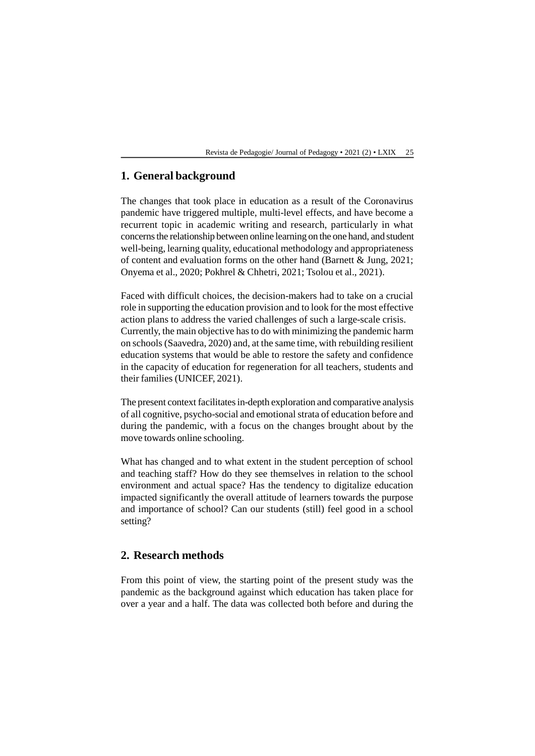## 1. General background

The changes that took place in education as a result of the Coronavirus pandemic have triggered multiple, multi-level effects, and have become a recurrent topic in academic writing and research, particularly in what concerns the relationship between online learning on the one hand, and student well-being, learning quality, educational methodology and appropriateness of content and evaluation forms on the other hand (Barnett & Jung, 2021; Onyema et al., 2020; Pokhrel & Chhetri, 2021; Tsolou et al., 2021).

Faced with difficult choices, the decision-makers had to take on a crucial role in supporting the education provision and to look for the most effective action plans to address the varied challenges of such a large-scale crisis. Currently, the main objective has to do with minimizing the pandemic harm on schools (Saavedra, 2020) and, at the same time, with rebuilding resilient education systems that would be able to restore the safety and confidence in the capacity of education for regeneration for all teachers, students and their families (UNICEF, 2021).

The present context facilitates in-depth exploration and comparative analysis of all cognitive, psycho-social and emotional strata of education before and during the pandemic, with a focus on the changes brought about by the move towards online schooling.

What has changed and to what extent in the student perception of school and teaching staff? How do they see themselves in relation to the school environment and actual space? Has the tendency to digitalize education impacted significantly the overall attitude of learners towards the purpose and importance of school? Can our students (still) feel good in a school setting?

## 2. Research methods

From this point of view, the starting point of the present study was the pandemic as the background against which education has taken place for over a year and a half. The data was collected both before and during the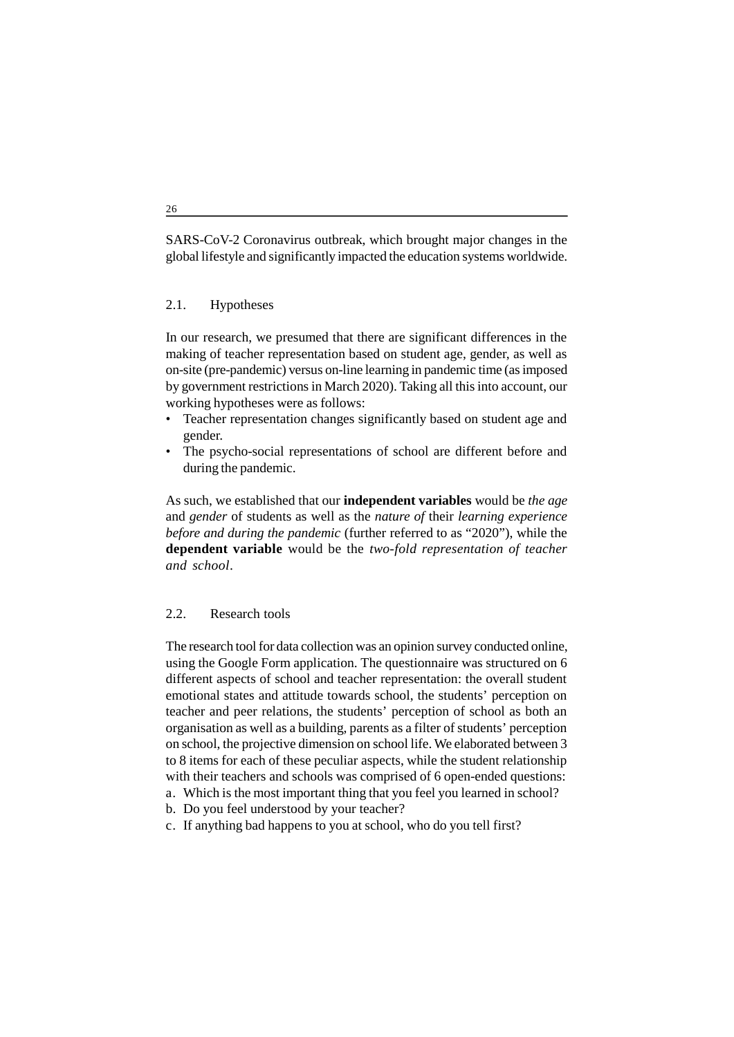SARS-CoV-2 Coronavirus outbreak, which brought major changes in the global lifestyle and significantly impacted the education systems worldwide.

### 2.1. Hypotheses

In our research, we presumed that there are significant differences in the making of teacher representation based on student age, gender, as well as on-site (pre-pandemic) versus on-line learning in pandemic time (as imposed by government restrictions in March 2020). Taking all this into account, our working hypotheses were as follows:

- Teacher representation changes significantly based on student age and gender.
- The psycho-social representations of school are different before and during the pandemic.

As such, we established that our **independent variables** would be *the age* and *gender* of students as well as the *nature of* their *learning experience before and during the pandemic* (further referred to as "2020"), while the **dependent variable** would be the *two-fold representation of teacher and school*.

### 2.2. Research tools

The research tool for data collection was an opinion survey conducted online, using the Google Form application. The questionnaire was structured on 6 different aspects of school and teacher representation: the overall student emotional states and attitude towards school, the students' perception on teacher and peer relations, the students' perception of school as both an organisation as well as a building, parents as a filter of students' perception on school, the projective dimension on school life. We elaborated between 3 to 8 items for each of these peculiar aspects, while the student relationship with their teachers and schools was comprised of 6 open-ended questions:

a. Which is the most important thing that you feel you learned in school?
b. Do you feel understood by your teacher?
c. If anything bad happens to you at school, who do you tell first?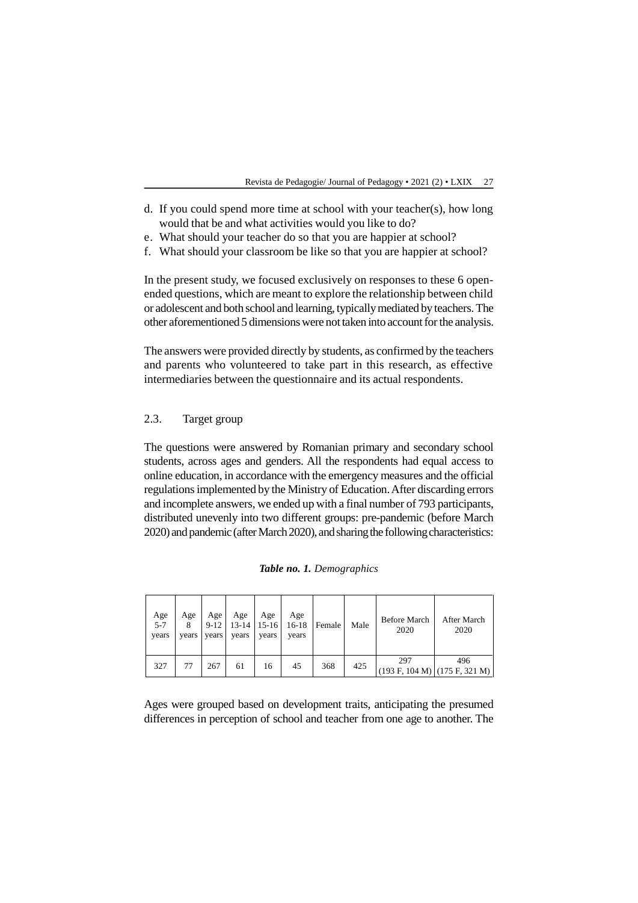d. If you could spend more time at school with your teacher(s), how long would that be and what activities would you like to do?
e. What should your teacher do so that you are happier at school?
f. What should your classroom be like so that you are happier at school?

In the present study, we focused exclusively on responses to these 6 open-ended questions, which are meant to explore the relationship between child or adolescent and both school and learning, typically mediated by teachers. The other aforementioned 5 dimensions were not taken into account for the analysis.

The answers were provided directly by students, as confirmed by the teachers and parents who volunteered to take part in this research, as effective intermediaries between the questionnaire and its actual respondents.

### 2.3. Target group

The questions were answered by Romanian primary and secondary school students, across ages and genders. All the respondents had equal access to online education, in accordance with the emergency measures and the official regulations implemented by the Ministry of Education. After discarding errors and incomplete answers, we ended up with a final number of 793 participants, distributed unevenly into two different groups: pre-pandemic (before March 2020) and pandemic (after March 2020), and sharing the following characteristics:

***Table no. 1.*** *Demographics*

| Age 5-7 years | Age 8 years | Age 9-12 years | Age 13-14 years | Age 15-16 years | Age 16-18 years | Female | Male | Before March 2020 | After March 2020 |
|---|---|---|---|---|---|---|---|---|---|
| 327 | 77 | 267 | 61 | 16 | 45 | 368 | 425 | 297 (193 F, 104 M) | 496 (175 F, 321 M) |

Ages were grouped based on development traits, anticipating the presumed differences in perception of school and teacher from one age to another. The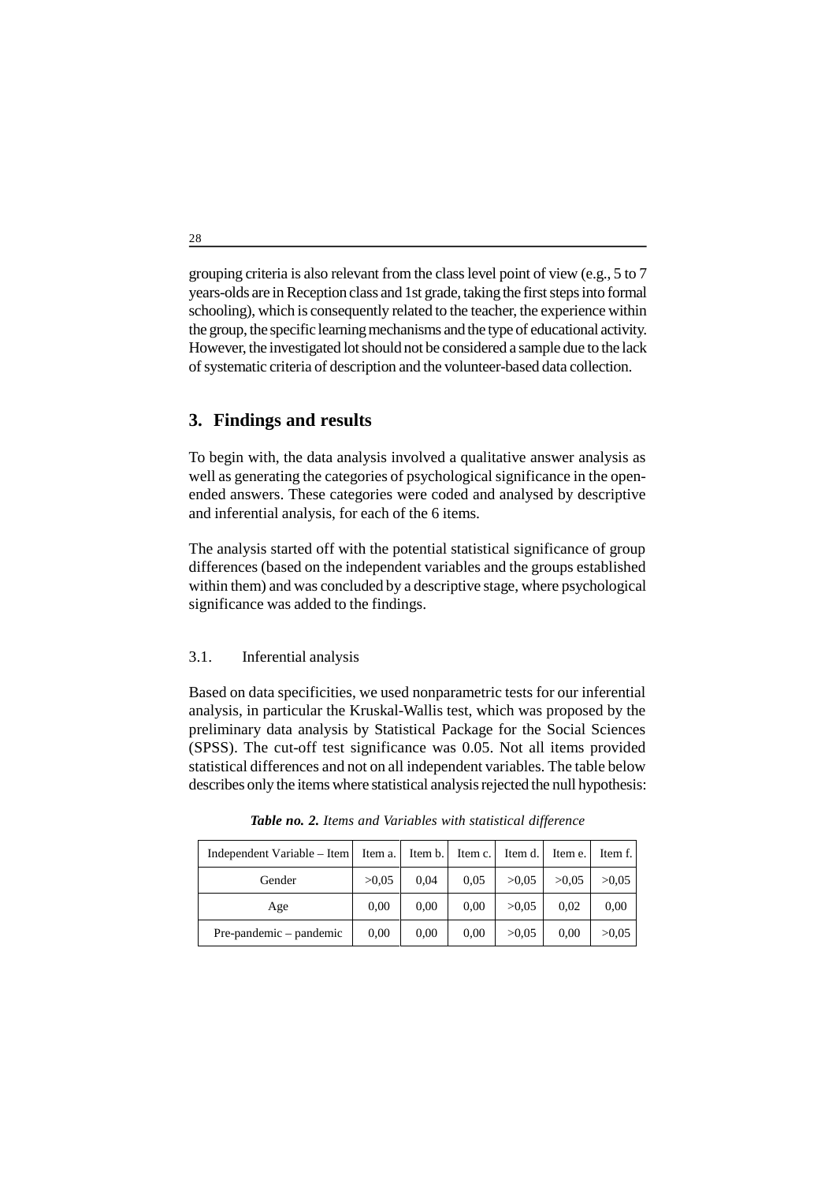grouping criteria is also relevant from the class level point of view (e.g., 5 to 7 years-olds are in Reception class and 1st grade, taking the first steps into formal schooling), which is consequently related to the teacher, the experience within the group, the specific learning mechanisms and the type of educational activity. However, the investigated lot should not be considered a sample due to the lack of systematic criteria of description and the volunteer-based data collection.

## 3. Findings and results

To begin with, the data analysis involved a qualitative answer analysis as well as generating the categories of psychological significance in the open-ended answers. These categories were coded and analysed by descriptive and inferential analysis, for each of the 6 items.

The analysis started off with the potential statistical significance of group differences (based on the independent variables and the groups established within them) and was concluded by a descriptive stage, where psychological significance was added to the findings.

### 3.1. Inferential analysis

Based on data specificities, we used nonparametric tests for our inferential analysis, in particular the Kruskal-Wallis test, which was proposed by the preliminary data analysis by Statistical Package for the Social Sciences (SPSS). The cut-off test significance was 0.05. Not all items provided statistical differences and not on all independent variables. The table below describes only the items where statistical analysis rejected the null hypothesis:

***Table no. 2.*** *Items and Variables with statistical difference*

| Independent Variable – Item | Item a. | Item b. | Item c. | Item d. | Item e. | Item f. |
|---|---|---|---|---|---|---|
| Gender | >0,05 | 0,04 | 0,05 | >0,05 | >0,05 | >0,05 |
| Age | 0,00 | 0,00 | 0,00 | >0,05 | 0,02 | 0,00 |
| Pre-pandemic – pandemic | 0,00 | 0,00 | 0,00 | >0,05 | 0,00 | >0,05 |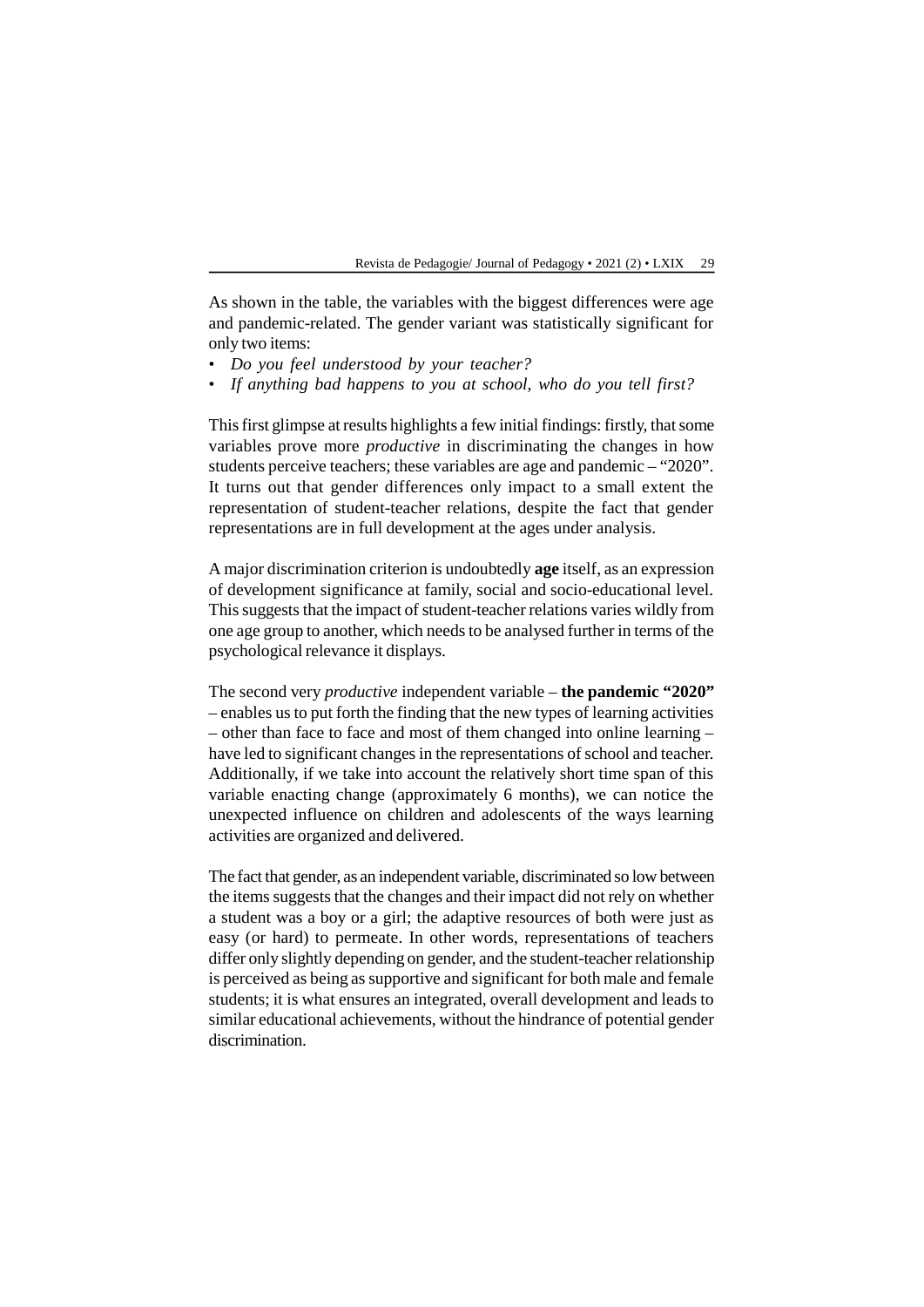As shown in the table, the variables with the biggest differences were age and pandemic-related. The gender variant was statistically significant for only two items:

- *Do you feel understood by your teacher?*
- *If anything bad happens to you at school, who do you tell first?*

This first glimpse at results highlights a few initial findings: firstly, that some variables prove more *productive* in discriminating the changes in how students perceive teachers; these variables are age and pandemic – "2020". It turns out that gender differences only impact to a small extent the representation of student-teacher relations, despite the fact that gender representations are in full development at the ages under analysis.

A major discrimination criterion is undoubtedly **age** itself, as an expression of development significance at family, social and socio-educational level. This suggests that the impact of student-teacher relations varies wildly from one age group to another, which needs to be analysed further in terms of the psychological relevance it displays.

The second very *productive* independent variable – **the pandemic "2020"** – enables us to put forth the finding that the new types of learning activities – other than face to face and most of them changed into online learning – have led to significant changes in the representations of school and teacher. Additionally, if we take into account the relatively short time span of this variable enacting change (approximately 6 months), we can notice the unexpected influence on children and adolescents of the ways learning activities are organized and delivered.

The fact that gender, as an independent variable, discriminated so low between the items suggests that the changes and their impact did not rely on whether a student was a boy or a girl; the adaptive resources of both were just as easy (or hard) to permeate. In other words, representations of teachers differ only slightly depending on gender, and the student-teacher relationship is perceived as being as supportive and significant for both male and female students; it is what ensures an integrated, overall development and leads to similar educational achievements, without the hindrance of potential gender discrimination.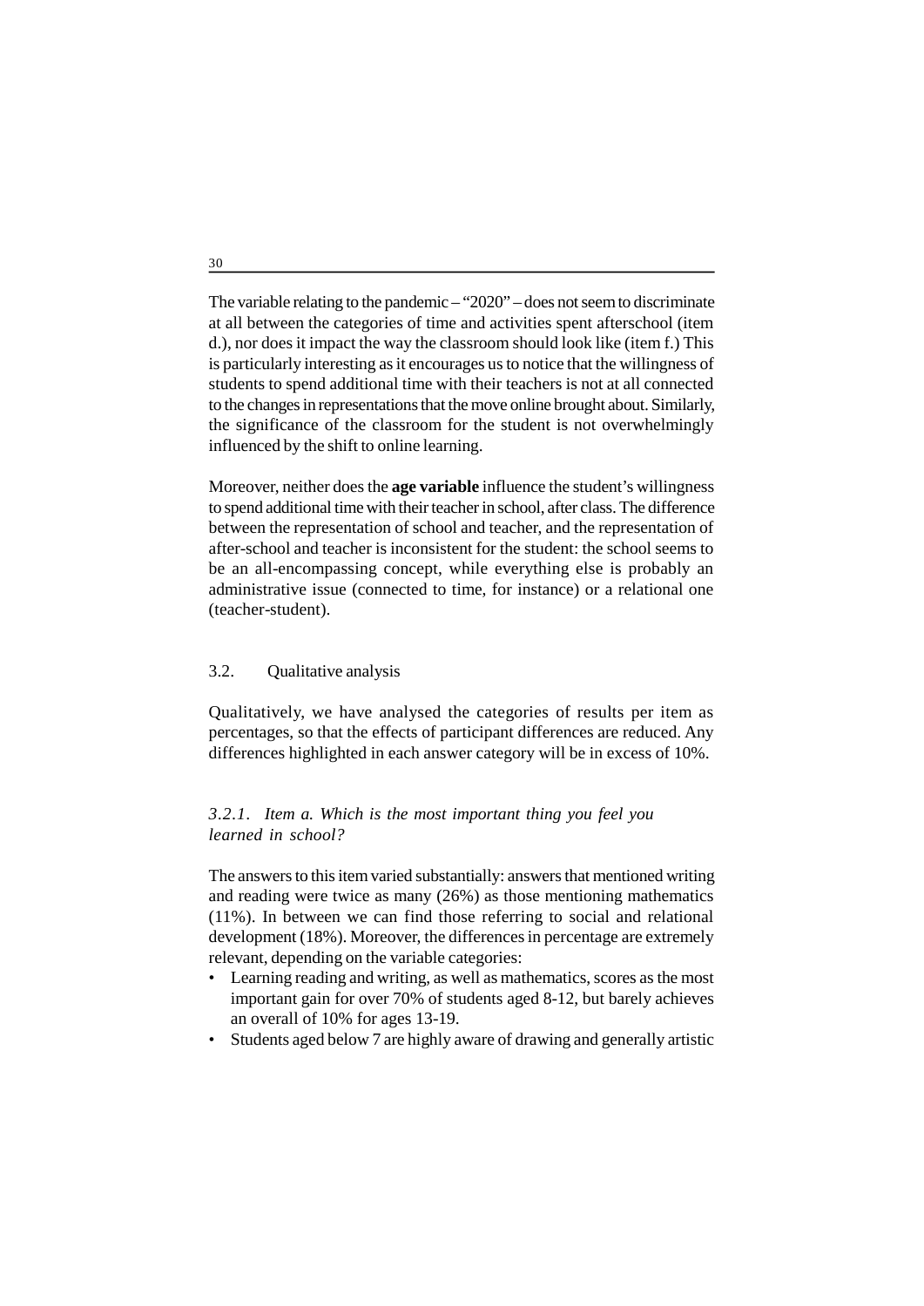The variable relating to the pandemic – "2020" – does not seem to discriminate at all between the categories of time and activities spent afterschool (item d.), nor does it impact the way the classroom should look like (item f.) This is particularly interesting as it encourages us to notice that the willingness of students to spend additional time with their teachers is not at all connected to the changes in representations that the move online brought about. Similarly, the significance of the classroom for the student is not overwhelmingly influenced by the shift to online learning.

Moreover, neither does the **age variable** influence the student's willingness to spend additional time with their teacher in school, after class. The difference between the representation of school and teacher, and the representation of after-school and teacher is inconsistent for the student: the school seems to be an all-encompassing concept, while everything else is probably an administrative issue (connected to time, for instance) or a relational one (teacher-student).

## 3.2. Qualitative analysis

Qualitatively, we have analysed the categories of results per item as percentages, so that the effects of participant differences are reduced. Any differences highlighted in each answer category will be in excess of 10%.

### *3.2.1. Item a. Which is the most important thing you feel you learned in school?*

The answers to this item varied substantially: answers that mentioned writing and reading were twice as many (26%) as those mentioning mathematics (11%). In between we can find those referring to social and relational development (18%). Moreover, the differences in percentage are extremely relevant, depending on the variable categories:

- Learning reading and writing, as well as mathematics, scores as the most important gain for over 70% of students aged 8-12, but barely achieves an overall of 10% for ages 13-19.
- Students aged below 7 are highly aware of drawing and generally artistic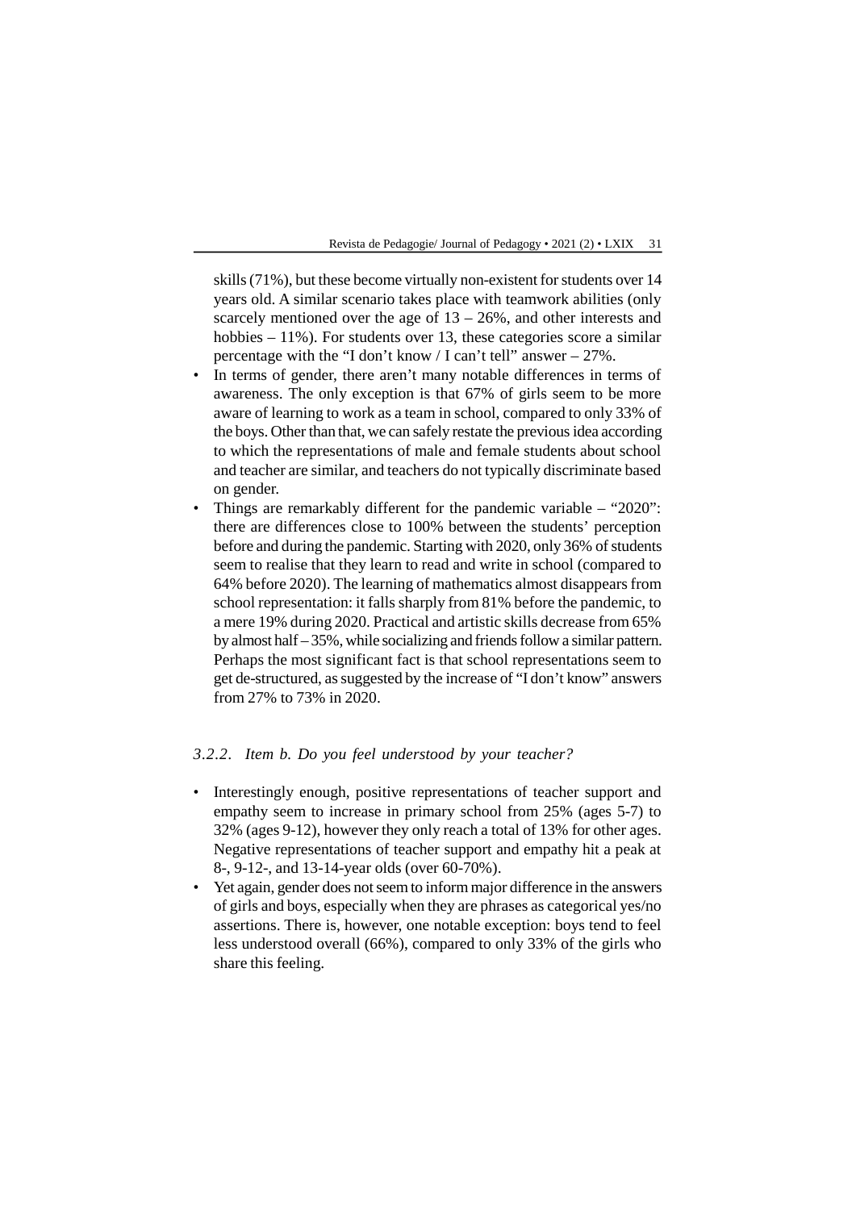skills (71%), but these become virtually non-existent for students over 14 years old. A similar scenario takes place with teamwork abilities (only scarcely mentioned over the age of 13 – 26%, and other interests and hobbies – 11%). For students over 13, these categories score a similar percentage with the "I don't know / I can't tell" answer – 27%.

- In terms of gender, there aren't many notable differences in terms of awareness. The only exception is that 67% of girls seem to be more aware of learning to work as a team in school, compared to only 33% of the boys. Other than that, we can safely restate the previous idea according to which the representations of male and female students about school and teacher are similar, and teachers do not typically discriminate based on gender.
- Things are remarkably different for the pandemic variable – "2020": there are differences close to 100% between the students' perception before and during the pandemic. Starting with 2020, only 36% of students seem to realise that they learn to read and write in school (compared to 64% before 2020). The learning of mathematics almost disappears from school representation: it falls sharply from 81% before the pandemic, to a mere 19% during 2020. Practical and artistic skills decrease from 65% by almost half – 35%, while socializing and friends follow a similar pattern. Perhaps the most significant fact is that school representations seem to get de-structured, as suggested by the increase of "I don't know" answers from 27% to 73% in 2020.

### *3.2.2. Item b. Do you feel understood by your teacher?*

- Interestingly enough, positive representations of teacher support and empathy seem to increase in primary school from 25% (ages 5-7) to 32% (ages 9-12), however they only reach a total of 13% for other ages. Negative representations of teacher support and empathy hit a peak at 8-, 9-12-, and 13-14-year olds (over 60-70%).
- Yet again, gender does not seem to inform major difference in the answers of girls and boys, especially when they are phrases as categorical yes/no assertions. There is, however, one notable exception: boys tend to feel less understood overall (66%), compared to only 33% of the girls who share this feeling.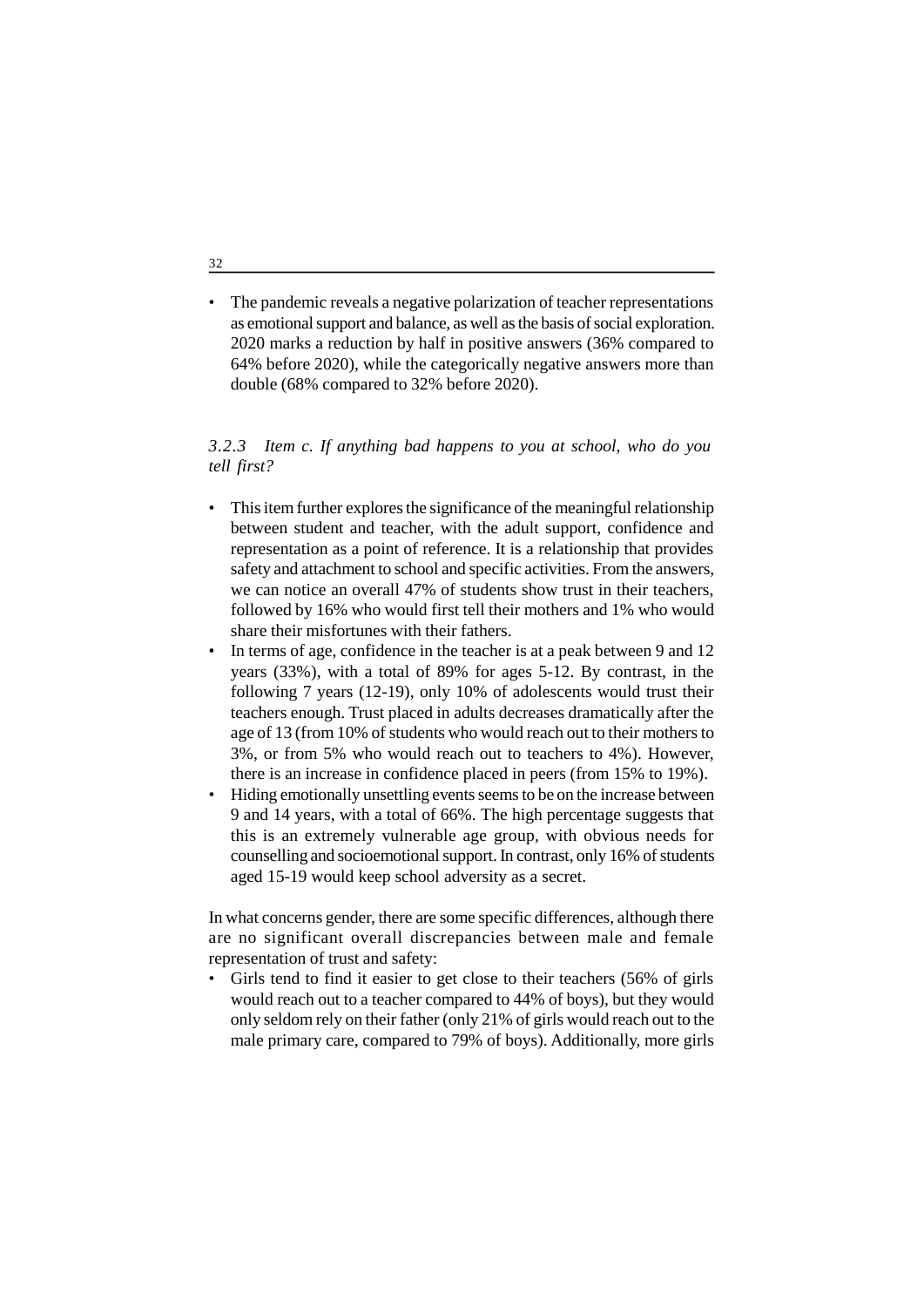- The pandemic reveals a negative polarization of teacher representations as emotional support and balance, as well as the basis of social exploration. 2020 marks a reduction by half in positive answers (36% compared to 64% before 2020), while the categorically negative answers more than double (68% compared to 32% before 2020).

### *3.2.3 Item c. If anything bad happens to you at school, who do you tell first?*

- This item further explores the significance of the meaningful relationship between student and teacher, with the adult support, confidence and representation as a point of reference. It is a relationship that provides safety and attachment to school and specific activities. From the answers, we can notice an overall 47% of students show trust in their teachers, followed by 16% who would first tell their mothers and 1% who would share their misfortunes with their fathers.
- In terms of age, confidence in the teacher is at a peak between 9 and 12 years (33%), with a total of 89% for ages 5-12. By contrast, in the following 7 years (12-19), only 10% of adolescents would trust their teachers enough. Trust placed in adults decreases dramatically after the age of 13 (from 10% of students who would reach out to their mothers to 3%, or from 5% who would reach out to teachers to 4%). However, there is an increase in confidence placed in peers (from 15% to 19%).
- Hiding emotionally unsettling events seems to be on the increase between 9 and 14 years, with a total of 66%. The high percentage suggests that this is an extremely vulnerable age group, with obvious needs for counselling and socioemotional support. In contrast, only 16% of students aged 15-19 would keep school adversity as a secret.

In what concerns gender, there are some specific differences, although there are no significant overall discrepancies between male and female representation of trust and safety:

- Girls tend to find it easier to get close to their teachers (56% of girls would reach out to a teacher compared to 44% of boys), but they would only seldom rely on their father (only 21% of girls would reach out to the male primary care, compared to 79% of boys). Additionally, more girls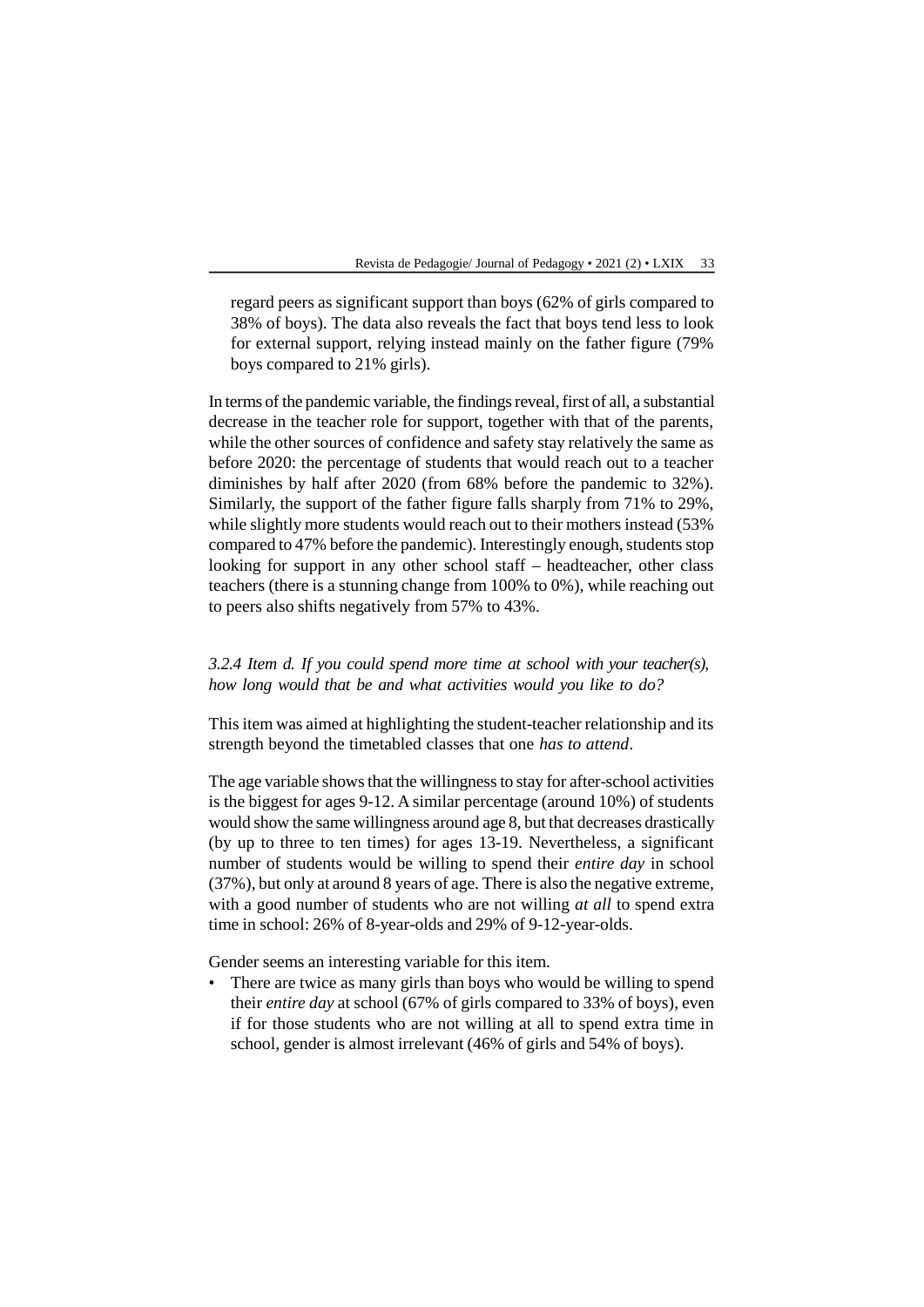regard peers as significant support than boys (62% of girls compared to 38% of boys). The data also reveals the fact that boys tend less to look for external support, relying instead mainly on the father figure (79% boys compared to 21% girls).

In terms of the pandemic variable, the findings reveal, first of all, a substantial decrease in the teacher role for support, together with that of the parents, while the other sources of confidence and safety stay relatively the same as before 2020: the percentage of students that would reach out to a teacher diminishes by half after 2020 (from 68% before the pandemic to 32%). Similarly, the support of the father figure falls sharply from 71% to 29%, while slightly more students would reach out to their mothers instead (53% compared to 47% before the pandemic). Interestingly enough, students stop looking for support in any other school staff – headteacher, other class teachers (there is a stunning change from 100% to 0%), while reaching out to peers also shifts negatively from 57% to 43%.

### *3.2.4 Item d. If you could spend more time at school with your teacher(s), how long would that be and what activities would you like to do?*

This item was aimed at highlighting the student-teacher relationship and its strength beyond the timetabled classes that one *has to attend*.

The age variable shows that the willingness to stay for after-school activities is the biggest for ages 9-12. A similar percentage (around 10%) of students would show the same willingness around age 8, but that decreases drastically (by up to three to ten times) for ages 13-19. Nevertheless, a significant number of students would be willing to spend their *entire day* in school (37%), but only at around 8 years of age. There is also the negative extreme, with a good number of students who are not willing *at all* to spend extra time in school: 26% of 8-year-olds and 29% of 9-12-year-olds.

Gender seems an interesting variable for this item.

- There are twice as many girls than boys who would be willing to spend their *entire day* at school (67% of girls compared to 33% of boys), even if for those students who are not willing at all to spend extra time in school, gender is almost irrelevant (46% of girls and 54% of boys).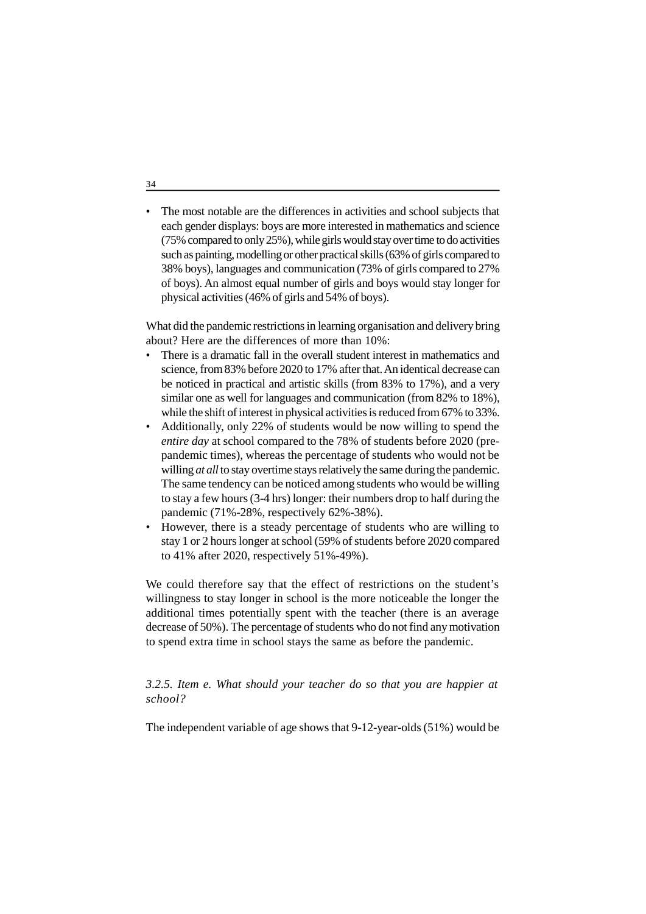- The most notable are the differences in activities and school subjects that each gender displays: boys are more interested in mathematics and science (75% compared to only 25%), while girls would stay over time to do activities such as painting, modelling or other practical skills (63% of girls compared to 38% boys), languages and communication (73% of girls compared to 27% of boys). An almost equal number of girls and boys would stay longer for physical activities (46% of girls and 54% of boys).

What did the pandemic restrictions in learning organisation and delivery bring about? Here are the differences of more than 10%:

- There is a dramatic fall in the overall student interest in mathematics and science, from 83% before 2020 to 17% after that. An identical decrease can be noticed in practical and artistic skills (from 83% to 17%), and a very similar one as well for languages and communication (from 82% to 18%), while the shift of interest in physical activities is reduced from 67% to 33%.
- Additionally, only 22% of students would be now willing to spend the *entire day* at school compared to the 78% of students before 2020 (pre-pandemic times), whereas the percentage of students who would not be willing *at all* to stay overtime stays relatively the same during the pandemic. The same tendency can be noticed among students who would be willing to stay a few hours (3-4 hrs) longer: their numbers drop to half during the pandemic (71%-28%, respectively 62%-38%).
- However, there is a steady percentage of students who are willing to stay 1 or 2 hours longer at school (59% of students before 2020 compared to 41% after 2020, respectively 51%-49%).

We could therefore say that the effect of restrictions on the student's willingness to stay longer in school is the more noticeable the longer the additional times potentially spent with the teacher (there is an average decrease of 50%). The percentage of students who do not find any motivation to spend extra time in school stays the same as before the pandemic.

### *3.2.5. Item e. What should your teacher do so that you are happier at school?*

The independent variable of age shows that 9-12-year-olds (51%) would be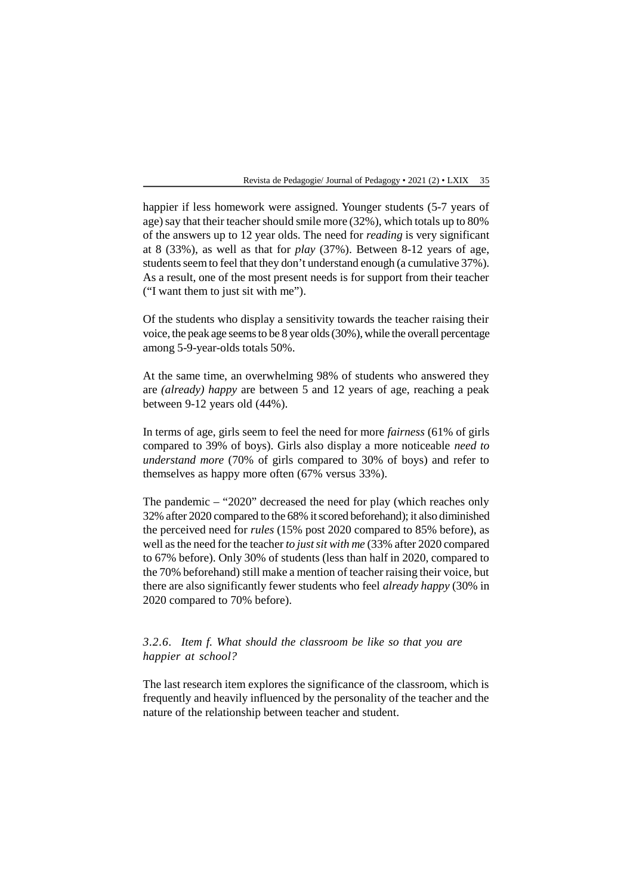happier if less homework were assigned. Younger students (5-7 years of age) say that their teacher should smile more (32%), which totals up to 80% of the answers up to 12 year olds. The need for *reading* is very significant at 8 (33%), as well as that for *play* (37%). Between 8-12 years of age, students seem to feel that they don't understand enough (a cumulative 37%). As a result, one of the most present needs is for support from their teacher ("I want them to just sit with me").

Of the students who display a sensitivity towards the teacher raising their voice, the peak age seems to be 8 year olds (30%), while the overall percentage among 5-9-year-olds totals 50%.

At the same time, an overwhelming 98% of students who answered they are *(already) happy* are between 5 and 12 years of age, reaching a peak between 9-12 years old (44%).

In terms of age, girls seem to feel the need for more *fairness* (61% of girls compared to 39% of boys). Girls also display a more noticeable *need to understand more* (70% of girls compared to 30% of boys) and refer to themselves as happy more often (67% versus 33%).

The pandemic – "2020" decreased the need for play (which reaches only 32% after 2020 compared to the 68% it scored beforehand); it also diminished the perceived need for *rules* (15% post 2020 compared to 85% before), as well as the need for the teacher *to just sit with me* (33% after 2020 compared to 67% before). Only 30% of students (less than half in 2020, compared to the 70% beforehand) still make a mention of teacher raising their voice, but there are also significantly fewer students who feel *already happy* (30% in 2020 compared to 70% before).

### *3.2.6. Item f. What should the classroom be like so that you are happier at school?*

The last research item explores the significance of the classroom, which is frequently and heavily influenced by the personality of the teacher and the nature of the relationship between teacher and student.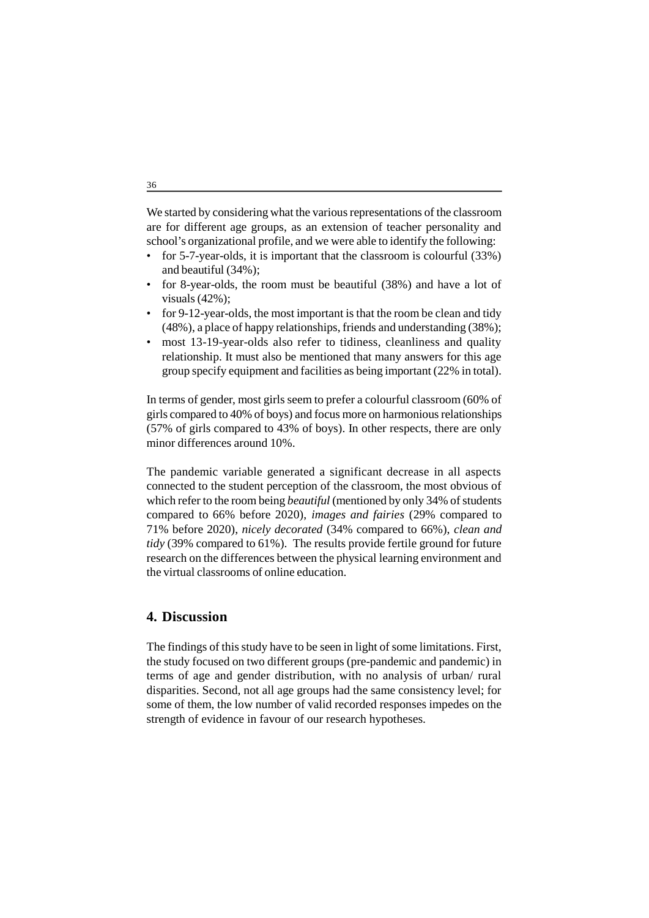We started by considering what the various representations of the classroom are for different age groups, as an extension of teacher personality and school's organizational profile, and we were able to identify the following:

- for 5-7-year-olds, it is important that the classroom is colourful (33%) and beautiful (34%);
- for 8-year-olds, the room must be beautiful (38%) and have a lot of visuals (42%);
- for 9-12-year-olds, the most important is that the room be clean and tidy (48%), a place of happy relationships, friends and understanding (38%);
- most 13-19-year-olds also refer to tidiness, cleanliness and quality relationship. It must also be mentioned that many answers for this age group specify equipment and facilities as being important (22% in total).

In terms of gender, most girls seem to prefer a colourful classroom (60% of girls compared to 40% of boys) and focus more on harmonious relationships (57% of girls compared to 43% of boys). In other respects, there are only minor differences around 10%.

The pandemic variable generated a significant decrease in all aspects connected to the student perception of the classroom, the most obvious of which refer to the room being *beautiful* (mentioned by only 34% of students compared to 66% before 2020), *images and fairies* (29% compared to 71% before 2020), *nicely decorated* (34% compared to 66%), *clean and tidy* (39% compared to 61%). The results provide fertile ground for future research on the differences between the physical learning environment and the virtual classrooms of online education.

## 4. Discussion

The findings of this study have to be seen in light of some limitations. First, the study focused on two different groups (pre-pandemic and pandemic) in terms of age and gender distribution, with no analysis of urban/ rural disparities. Second, not all age groups had the same consistency level; for some of them, the low number of valid recorded responses impedes on the strength of evidence in favour of our research hypotheses.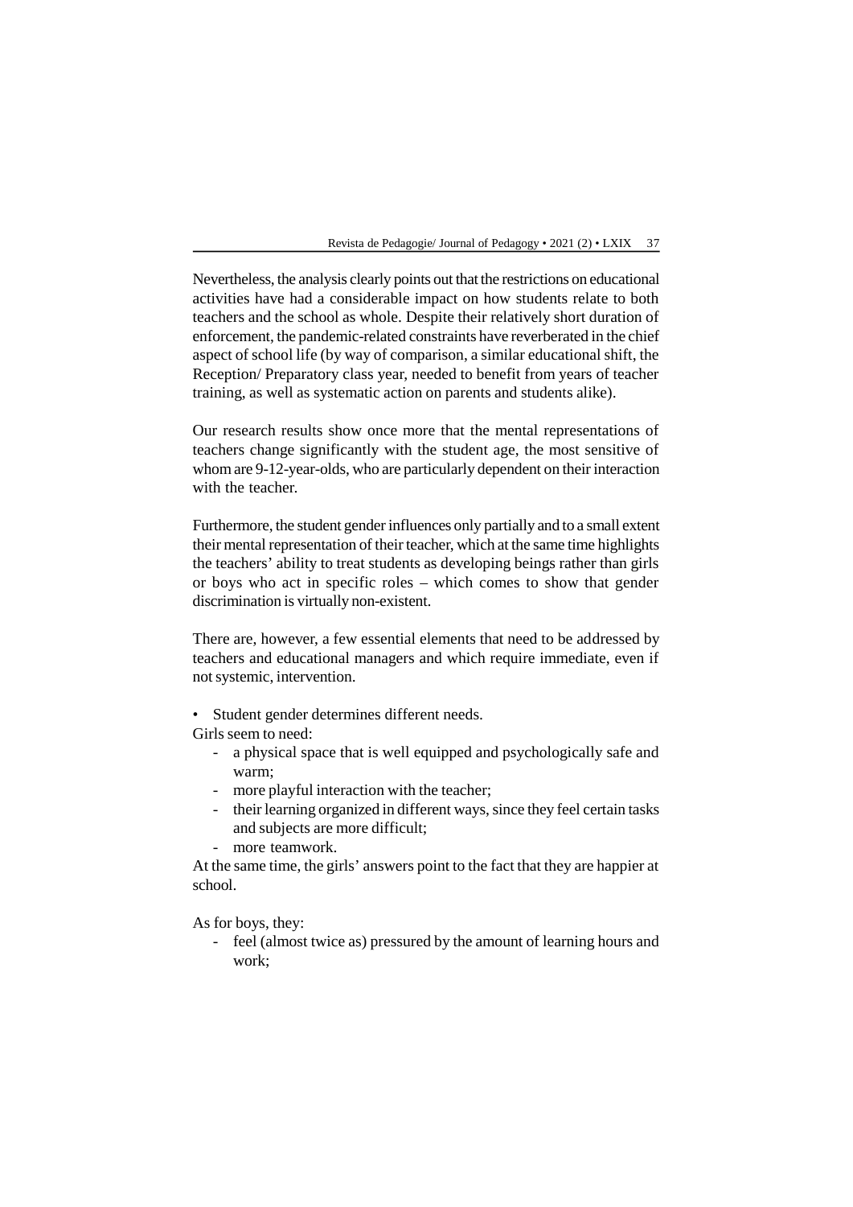Nevertheless, the analysis clearly points out that the restrictions on educational activities have had a considerable impact on how students relate to both teachers and the school as whole. Despite their relatively short duration of enforcement, the pandemic-related constraints have reverberated in the chief aspect of school life (by way of comparison, a similar educational shift, the Reception/ Preparatory class year, needed to benefit from years of teacher training, as well as systematic action on parents and students alike).

Our research results show once more that the mental representations of teachers change significantly with the student age, the most sensitive of whom are 9-12-year-olds, who are particularly dependent on their interaction with the teacher.

Furthermore, the student gender influences only partially and to a small extent their mental representation of their teacher, which at the same time highlights the teachers' ability to treat students as developing beings rather than girls or boys who act in specific roles – which comes to show that gender discrimination is virtually non-existent.

There are, however, a few essential elements that need to be addressed by teachers and educational managers and which require immediate, even if not systemic, intervention.

- Student gender determines different needs.

Girls seem to need:

- a physical space that is well equipped and psychologically safe and warm;
- more playful interaction with the teacher;
- their learning organized in different ways, since they feel certain tasks and subjects are more difficult;
- more teamwork.

At the same time, the girls' answers point to the fact that they are happier at school.

As for boys, they:

- feel (almost twice as) pressured by the amount of learning hours and work;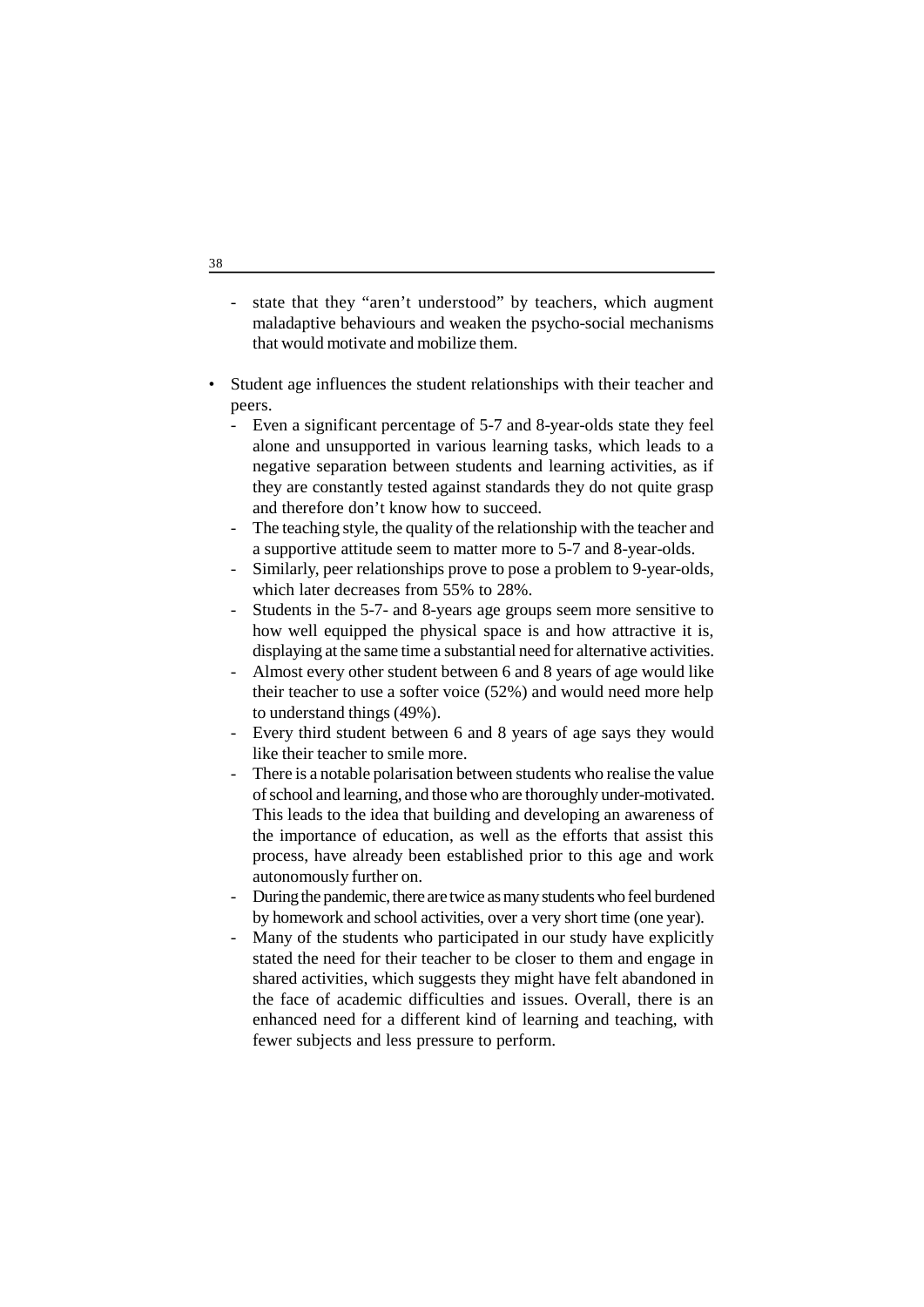- state that they "aren't understood" by teachers, which augment maladaptive behaviours and weaken the psycho-social mechanisms that would motivate and mobilize them.

- Student age influences the student relationships with their teacher and peers.
  - Even a significant percentage of 5-7 and 8-year-olds state they feel alone and unsupported in various learning tasks, which leads to a negative separation between students and learning activities, as if they are constantly tested against standards they do not quite grasp and therefore don't know how to succeed.
  - The teaching style, the quality of the relationship with the teacher and a supportive attitude seem to matter more to 5-7 and 8-year-olds.
  - Similarly, peer relationships prove to pose a problem to 9-year-olds, which later decreases from 55% to 28%.
  - Students in the 5-7- and 8-years age groups seem more sensitive to how well equipped the physical space is and how attractive it is, displaying at the same time a substantial need for alternative activities.
  - Almost every other student between 6 and 8 years of age would like their teacher to use a softer voice (52%) and would need more help to understand things (49%).
  - Every third student between 6 and 8 years of age says they would like their teacher to smile more.
  - There is a notable polarisation between students who realise the value of school and learning, and those who are thoroughly under-motivated. This leads to the idea that building and developing an awareness of the importance of education, as well as the efforts that assist this process, have already been established prior to this age and work autonomously further on.
  - During the pandemic, there are twice as many students who feel burdened by homework and school activities, over a very short time (one year).
  - Many of the students who participated in our study have explicitly stated the need for their teacher to be closer to them and engage in shared activities, which suggests they might have felt abandoned in the face of academic difficulties and issues. Overall, there is an enhanced need for a different kind of learning and teaching, with fewer subjects and less pressure to perform.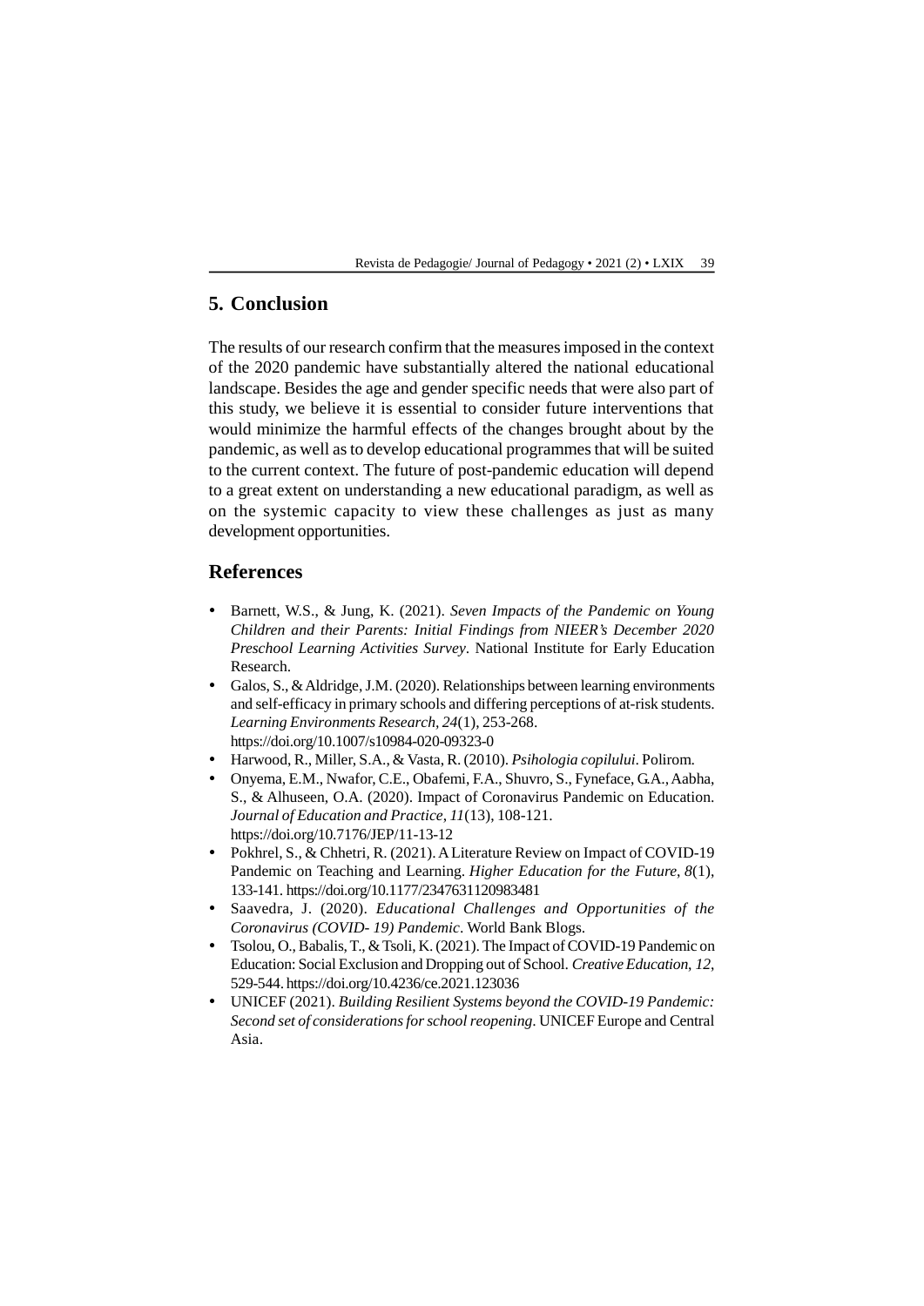## 5. Conclusion

The results of our research confirm that the measures imposed in the context of the 2020 pandemic have substantially altered the national educational landscape. Besides the age and gender specific needs that were also part of this study, we believe it is essential to consider future interventions that would minimize the harmful effects of the changes brought about by the pandemic, as well as to develop educational programmes that will be suited to the current context. The future of post-pandemic education will depend to a great extent on understanding a new educational paradigm, as well as on the systemic capacity to view these challenges as just as many development opportunities.

## References

- Barnett, W.S., & Jung, K. (2021). *Seven Impacts of the Pandemic on Young Children and their Parents: Initial Findings from NIEER's December 2020 Preschool Learning Activities Survey*. National Institute for Early Education Research.
- Galos, S., & Aldridge, J.M. (2020). Relationships between learning environments and self-efficacy in primary schools and differing perceptions of at-risk students. *Learning Environments Research, 24*(1), 253-268. https://doi.org/10.1007/s10984-020-09323-0
- Harwood, R., Miller, S.A., & Vasta, R. (2010). *Psihologia copilului*. Polirom.
- Onyema, E.M., Nwafor, C.E., Obafemi, F.A., Shuvro, S., Fyneface, G.A., Aabha, S., & Alhuseen, O.A. (2020). Impact of Coronavirus Pandemic on Education. *Journal of Education and Practice, 11*(13), 108-121. https://doi.org/10.7176/JEP/11-13-12
- Pokhrel, S., & Chhetri, R. (2021). A Literature Review on Impact of COVID-19 Pandemic on Teaching and Learning. *Higher Education for the Future, 8*(1), 133-141. https://doi.org/10.1177/2347631120983481
- Saavedra, J. (2020). *Educational Challenges and Opportunities of the Coronavirus (COVID- 19) Pandemic*. World Bank Blogs.
- Tsolou, O., Babalis, T., & Tsoli, K. (2021). The Impact of COVID-19 Pandemic on Education: Social Exclusion and Dropping out of School. *Creative Education, 12*, 529-544. https://doi.org/10.4236/ce.2021.123036
- UNICEF (2021). *Building Resilient Systems beyond the COVID-19 Pandemic: Second set of considerations for school reopening*. UNICEF Europe and Central Asia.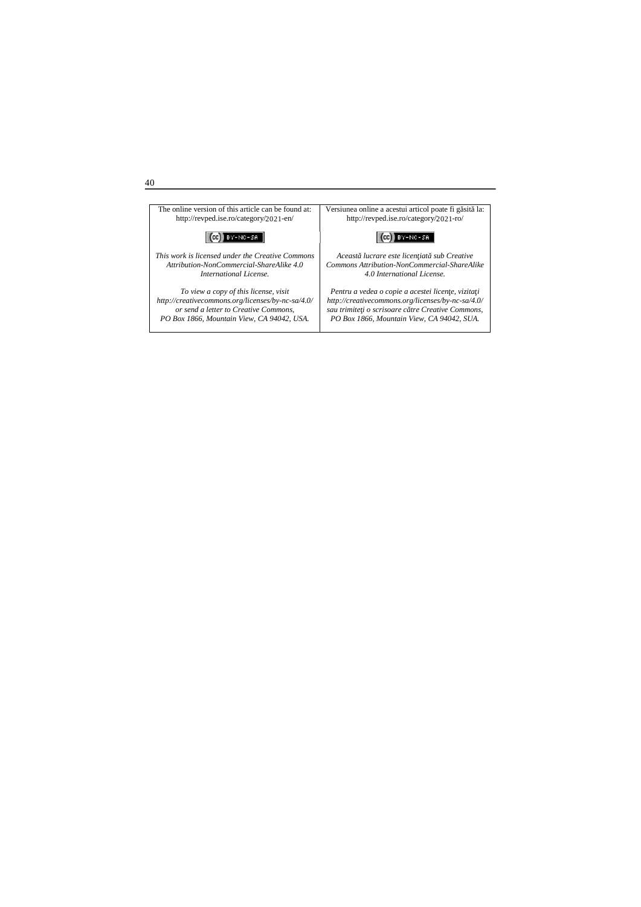| | |
|---|---|
| The online version of this article can be found at: http://revped.ise.ro/category/2021-en/ | Versiunea online a acestui articol poate fi găsită la: http://revped.ise.ro/category/2021-ro/ |
| BY-NC-SA | BY-NC-SA |
| *This work is licensed under the Creative Commons Attribution-NonCommercial-ShareAlike 4.0 International License.* | *Această lucrare este licenţiată sub Creative Commons Attribution-NonCommercial-ShareAlike 4.0 International License.* |
| *To view a copy of this license, visit http://creativecommons.org/licenses/by-nc-sa/4.0/ or send a letter to Creative Commons, PO Box 1866, Mountain View, CA 94042, USA.* | *Pentru a vedea o copie a acestei licenţe, vizitaţi http://creativecommons.org/licenses/by-nc-sa/4.0/ sau trimiteţi o scrisoare către Creative Commons, PO Box 1866, Mountain View, CA 94042, SUA.* |